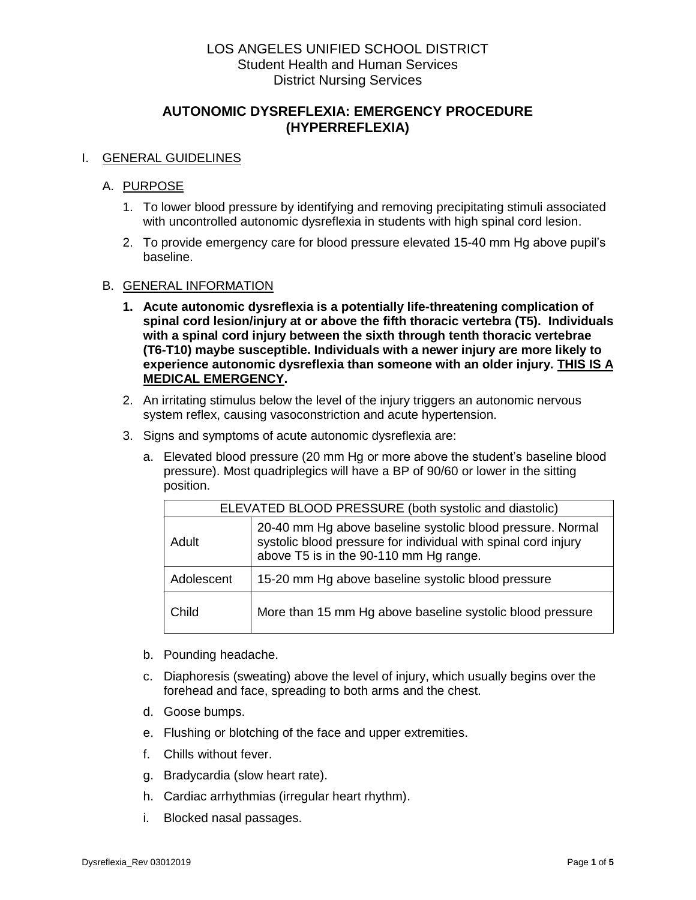LOS ANGELES UNIFIED SCHOOL DISTRICT
Student Health and Human Services
District Nursing Services

# AUTONOMIC DYSREFLEXIA: EMERGENCY PROCEDURE (HYPERREFLEXIA)

## I. GENERAL GUIDELINES

### A. PURPOSE

1. To lower blood pressure by identifying and removing precipitating stimuli associated with uncontrolled autonomic dysreflexia in students with high spinal cord lesion.
2. To provide emergency care for blood pressure elevated 15-40 mm Hg above pupil's baseline.

### B. GENERAL INFORMATION

1. **Acute autonomic dysreflexia is a potentially life-threatening complication of spinal cord lesion/injury at or above the fifth thoracic vertebra (T5). Individuals with a spinal cord injury between the sixth through tenth thoracic vertebrae (T6-T10) maybe susceptible. Individuals with a newer injury are more likely to experience autonomic dysreflexia than someone with an older injury. <u>THIS IS A MEDICAL EMERGENCY</u>.**
2. An irritating stimulus below the level of the injury triggers an autonomic nervous system reflex, causing vasoconstriction and acute hypertension.
3. Signs and symptoms of acute autonomic dysreflexia are:
   a. Elevated blood pressure (20 mm Hg or more above the student's baseline blood pressure). Most quadriplegics will have a BP of 90/60 or lower in the sitting position.

| ELEVATED BLOOD PRESSURE (both systolic and diastolic) | |
|---|---|
| Adult | 20-40 mm Hg above baseline systolic blood pressure. Normal systolic blood pressure for individual with spinal cord injury above T5 is in the 90-110 mm Hg range. |
| Adolescent | 15-20 mm Hg above baseline systolic blood pressure |
| Child | More than 15 mm Hg above baseline systolic blood pressure |

   b. Pounding headache.
   c. Diaphoresis (sweating) above the level of injury, which usually begins over the forehead and face, spreading to both arms and the chest.
   d. Goose bumps.
   e. Flushing or blotching of the face and upper extremities.
   f. Chills without fever.
   g. Bradycardia (slow heart rate).
   h. Cardiac arrhythmias (irregular heart rhythm).
   i. Blocked nasal passages.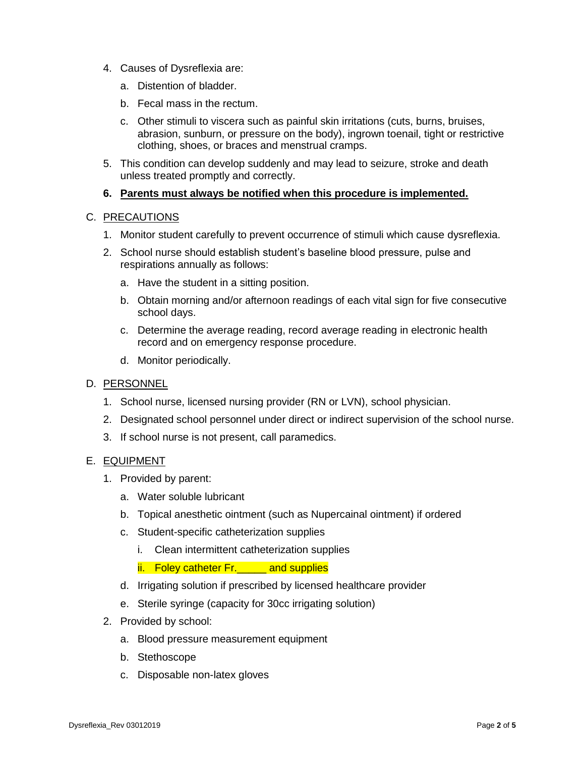4. Causes of Dysreflexia are:
   a. Distention of bladder.
   b. Fecal mass in the rectum.
   c. Other stimuli to viscera such as painful skin irritations (cuts, burns, bruises, abrasion, sunburn, or pressure on the body), ingrown toenail, tight or restrictive clothing, shoes, or braces and menstrual cramps.
5. This condition can develop suddenly and may lead to seizure, stroke and death unless treated promptly and correctly.
6. **<u>Parents must always be notified when this procedure is implemented.</u>**

C. <u>PRECAUTIONS</u>

1. Monitor student carefully to prevent occurrence of stimuli which cause dysreflexia.
2. School nurse should establish student's baseline blood pressure, pulse and respirations annually as follows:
   a. Have the student in a sitting position.
   b. Obtain morning and/or afternoon readings of each vital sign for five consecutive school days.
   c. Determine the average reading, record average reading in electronic health record and on emergency response procedure.
   d. Monitor periodically.

D. <u>PERSONNEL</u>

1. School nurse, licensed nursing provider (RN or LVN), school physician.
2. Designated school personnel under direct or indirect supervision of the school nurse.
3. If school nurse is not present, call paramedics.

E. <u>EQUIPMENT</u>

1. Provided by parent:
   a. Water soluble lubricant
   b. Topical anesthetic ointment (such as Nupercainal ointment) if ordered
   c. Student-specific catheterization supplies
      i. Clean intermittent catheterization supplies
      ii. Foley catheter Fr.\_\_\_\_\_ and supplies
   d. Irrigating solution if prescribed by licensed healthcare provider
   e. Sterile syringe (capacity for 30cc irrigating solution)
2. Provided by school:
   a. Blood pressure measurement equipment
   b. Stethoscope
   c. Disposable non-latex gloves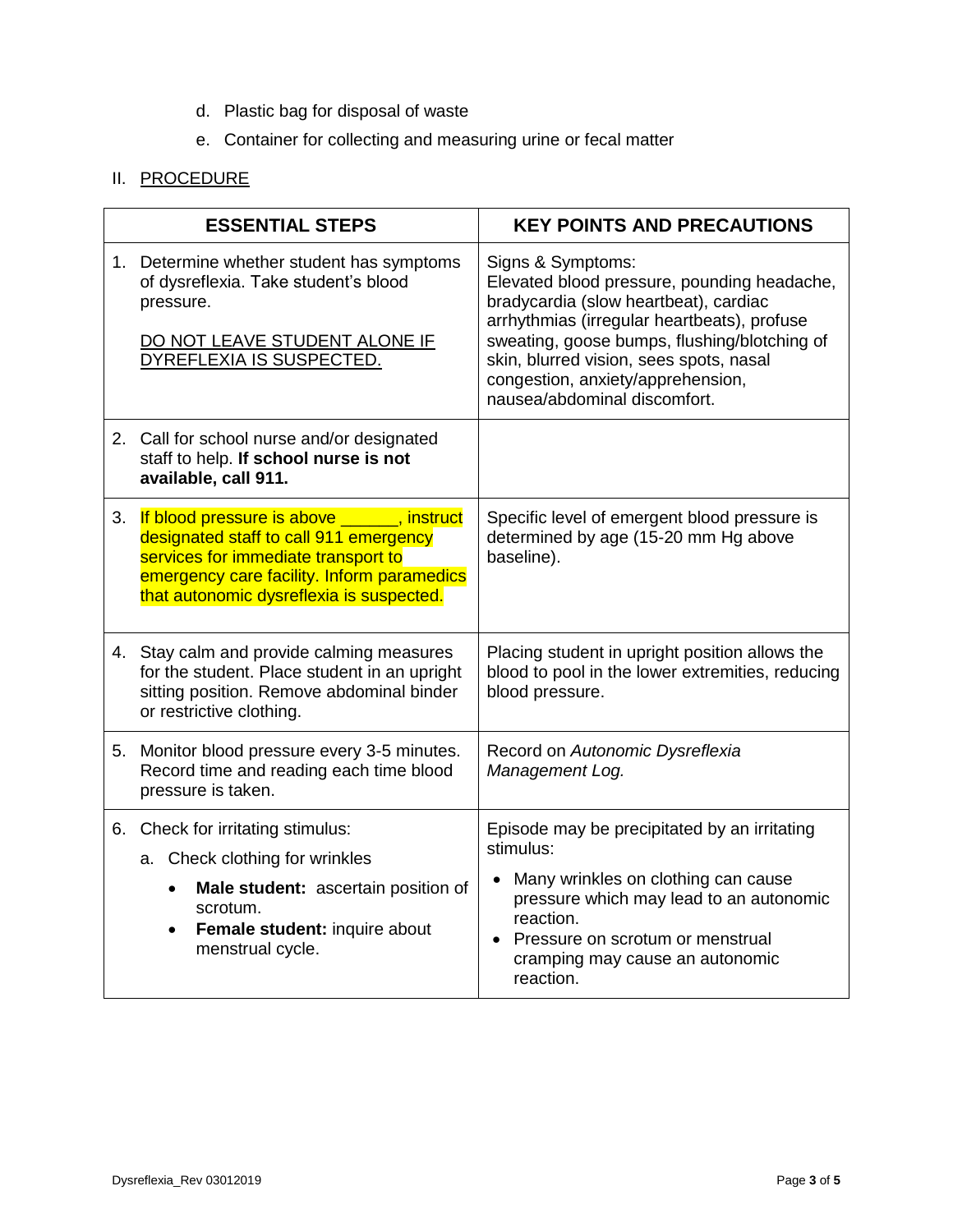d. Plastic bag for disposal of waste

e. Container for collecting and measuring urine or fecal matter

## II. PROCEDURE

| ESSENTIAL STEPS | KEY POINTS AND PRECAUTIONS |
|---|---|
| 1. Determine whether student has symptoms of dysreflexia. Take student's blood pressure.<br><br>DO NOT LEAVE STUDENT ALONE IF DYREFLEXIA IS SUSPECTED. | Signs & Symptoms:<br>Elevated blood pressure, pounding headache, bradycardia (slow heartbeat), cardiac arrhythmias (irregular heartbeats), profuse sweating, goose bumps, flushing/blotching of skin, blurred vision, sees spots, nasal congestion, anxiety/apprehension, nausea/abdominal discomfort. |
| 2. Call for school nurse and/or designated staff to help. **If school nurse is not available, call 911.** | |
| 3. If blood pressure is above ______, instruct designated staff to call 911 emergency services for immediate transport to emergency care facility. Inform paramedics that autonomic dysreflexia is suspected. | Specific level of emergent blood pressure is determined by age (15-20 mm Hg above baseline). |
| 4. Stay calm and provide calming measures for the student. Place student in an upright sitting position. Remove abdominal binder or restrictive clothing. | Placing student in upright position allows the blood to pool in the lower extremities, reducing blood pressure. |
| 5. Monitor blood pressure every 3-5 minutes. Record time and reading each time blood pressure is taken. | Record on *Autonomic Dysreflexia Management Log.* |
| 6. Check for irritating stimulus:<br>a. Check clothing for wrinkles<br>• **Male student:** ascertain position of scrotum.<br>• **Female student:** inquire about menstrual cycle. | Episode may be precipitated by an irritating stimulus:<br>• Many wrinkles on clothing can cause pressure which may lead to an autonomic reaction.<br>• Pressure on scrotum or menstrual cramping may cause an autonomic reaction. |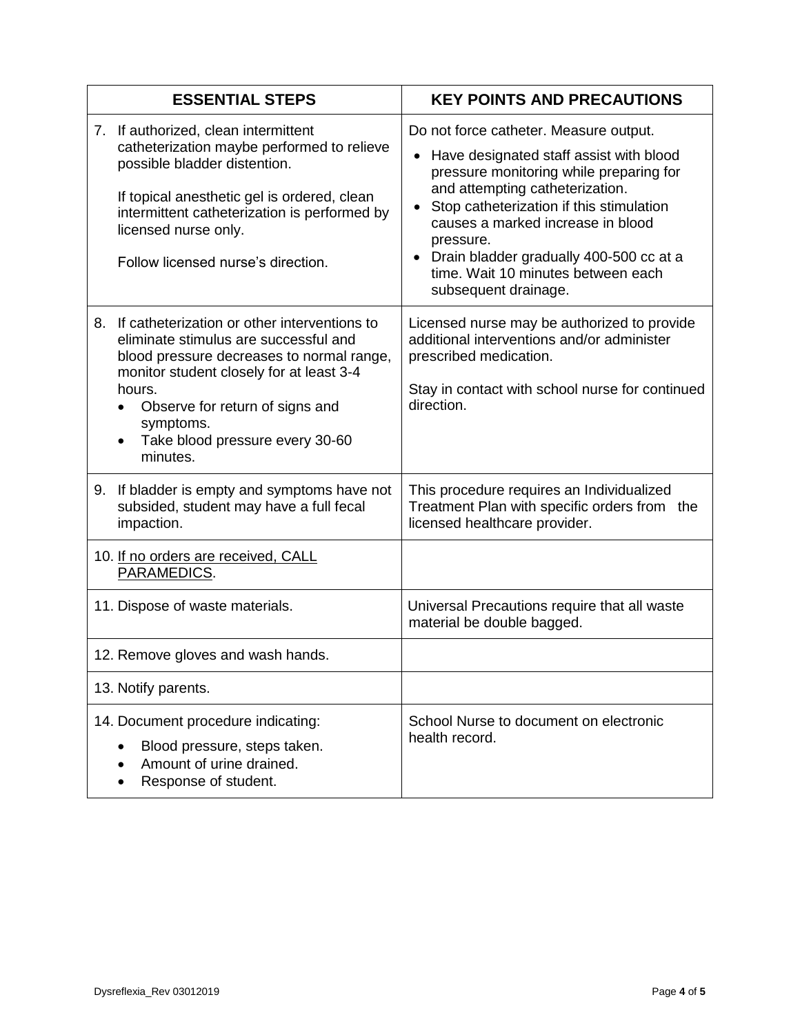| ESSENTIAL STEPS | KEY POINTS AND PRECAUTIONS |
|---|---|
| 7. If authorized, clean intermittent catheterization maybe performed to relieve possible bladder distention.<br><br>If topical anesthetic gel is ordered, clean intermittent catheterization is performed by licensed nurse only.<br><br>Follow licensed nurse's direction. | Do not force catheter. Measure output.<br>• Have designated staff assist with blood pressure monitoring while preparing for and attempting catheterization.<br>• Stop catheterization if this stimulation causes a marked increase in blood pressure.<br>• Drain bladder gradually 400-500 cc at a time. Wait 10 minutes between each subsequent drainage. |
| 8. If catheterization or other interventions to eliminate stimulus are successful and blood pressure decreases to normal range, monitor student closely for at least 3-4 hours.<br>• Observe for return of signs and symptoms.<br>• Take blood pressure every 30-60 minutes. | Licensed nurse may be authorized to provide additional interventions and/or administer prescribed medication.<br><br>Stay in contact with school nurse for continued direction. |
| 9. If bladder is empty and symptoms have not subsided, student may have a full fecal impaction. | This procedure requires an Individualized Treatment Plan with specific orders from the licensed healthcare provider. |
| 10. <u>If no orders are received, CALL PARAMEDICS</u>. | |
| 11. Dispose of waste materials. | Universal Precautions require that all waste material be double bagged. |
| 12. Remove gloves and wash hands. | |
| 13. Notify parents. | |
| 14. Document procedure indicating:<br>• Blood pressure, steps taken.<br>• Amount of urine drained.<br>• Response of student. | School Nurse to document on electronic health record. |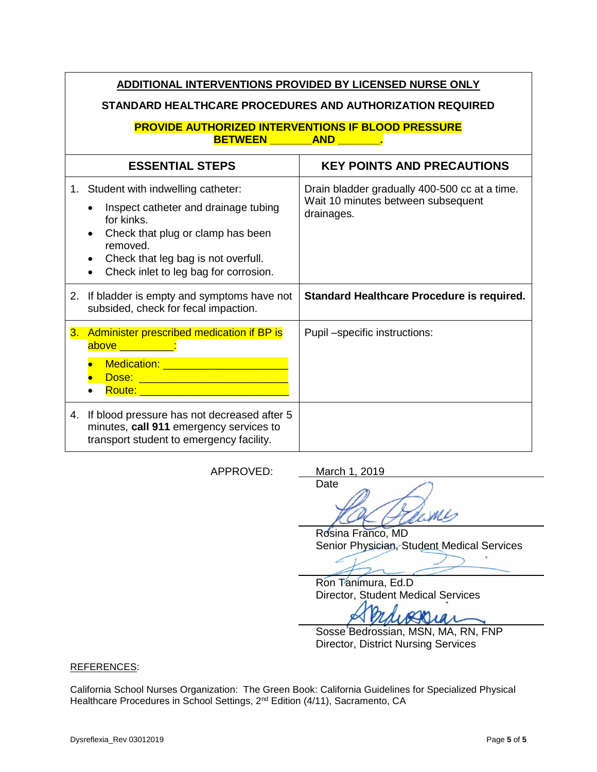**ADDITIONAL INTERVENTIONS PROVIDED BY LICENSED NURSE ONLY**

**STANDARD HEALTHCARE PROCEDURES AND AUTHORIZATION REQUIRED**

**PROVIDE AUTHORIZED INTERVENTIONS IF BLOOD PRESSURE BETWEEN _______ AND _______.**

| ESSENTIAL STEPS | KEY POINTS AND PRECAUTIONS |
|---|---|
| 1. Student with indwelling catheter:<br>• Inspect catheter and drainage tubing for kinks.<br>• Check that plug or clamp has been removed.<br>• Check that leg bag is not overfull.<br>• Check inlet to leg bag for corrosion. | Drain bladder gradually 400-500 cc at a time. Wait 10 minutes between subsequent drainages. |
| 2. If bladder is empty and symptoms have not subsided, check for fecal impaction. | **Standard Healthcare Procedure is required.** |
| 3. Administer prescribed medication if BP is above _________:<br>• Medication: ____________________<br>• Dose: ______________________<br>• Route: ______________________ | Pupil –specific instructions: |
| 4. If blood pressure has not decreased after 5 minutes, **call 911** emergency services to transport student to emergency facility. | |

APPROVED: March 1, 2019
Date

Rosina Franco, MD
Senior Physician, Student Medical Services

Ron Tanimura, Ed.D
Director, Student Medical Services

Sosse Bedrossian, MSN, MA, RN, FNP
Director, District Nursing Services

REFERENCES:

California School Nurses Organization: The Green Book: California Guidelines for Specialized Physical Healthcare Procedures in School Settings, 2nd Edition (4/11), Sacramento, CA